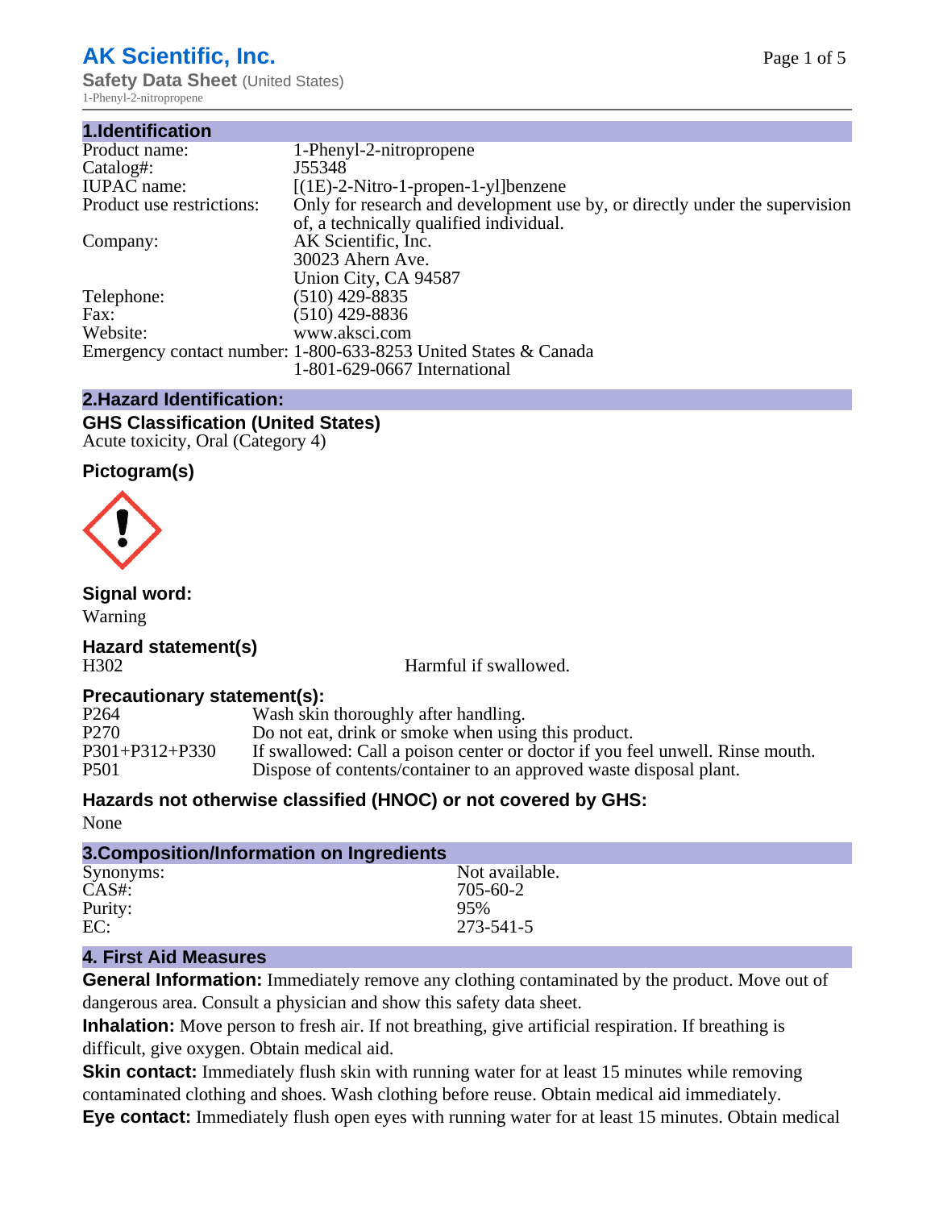**AK Scientific, Inc.**

**Safety Data Sheet** (United States)

1-Phenyl-2-nitropropene

## 1.Identification

| | |
|---|---|
| Product name: | 1-Phenyl-2-nitropropene |
| Catalog#: | J55348 |
| IUPAC name: | [(1E)-2-Nitro-1-propen-1-yl]benzene |
| Product use restrictions: | Only for research and development use by, or directly under the supervision of, a technically qualified individual. |
| Company: | AK Scientific, Inc.<br>30023 Ahern Ave.<br>Union City, CA 94587 |
| Telephone: | (510) 429-8835 |
| Fax: | (510) 429-8836 |
| Website: | www.aksci.com |
| Emergency contact number: | 1-800-633-8253 United States & Canada<br>1-801-629-0667 International |

## 2.Hazard Identification:

### GHS Classification (United States)

Acute toxicity, Oral (Category 4)

### Pictogram(s)

### Signal word:

Warning

### Hazard statement(s)

| | |
|---|---|
| H302 | Harmful if swallowed. |

### Precautionary statement(s):

| | |
|---|---|
| P264 | Wash skin thoroughly after handling. |
| P270 | Do not eat, drink or smoke when using this product. |
| P301+P312+P330 | If swallowed: Call a poison center or doctor if you feel unwell. Rinse mouth. |
| P501 | Dispose of contents/container to an approved waste disposal plant. |

### Hazards not otherwise classified (HNOC) or not covered by GHS:

None

## 3.Composition/Information on Ingredients

| | |
|---|---|
| Synonyms: | Not available. |
| CAS#: | 705-60-2 |
| Purity: | 95% |
| EC: | 273-541-5 |

## 4. First Aid Measures

**General Information:** Immediately remove any clothing contaminated by the product. Move out of dangerous area. Consult a physician and show this safety data sheet.

**Inhalation:** Move person to fresh air. If not breathing, give artificial respiration. If breathing is difficult, give oxygen. Obtain medical aid.

**Skin contact:** Immediately flush skin with running water for at least 15 minutes while removing contaminated clothing and shoes. Wash clothing before reuse. Obtain medical aid immediately.

**Eye contact:** Immediately flush open eyes with running water for at least 15 minutes. Obtain medical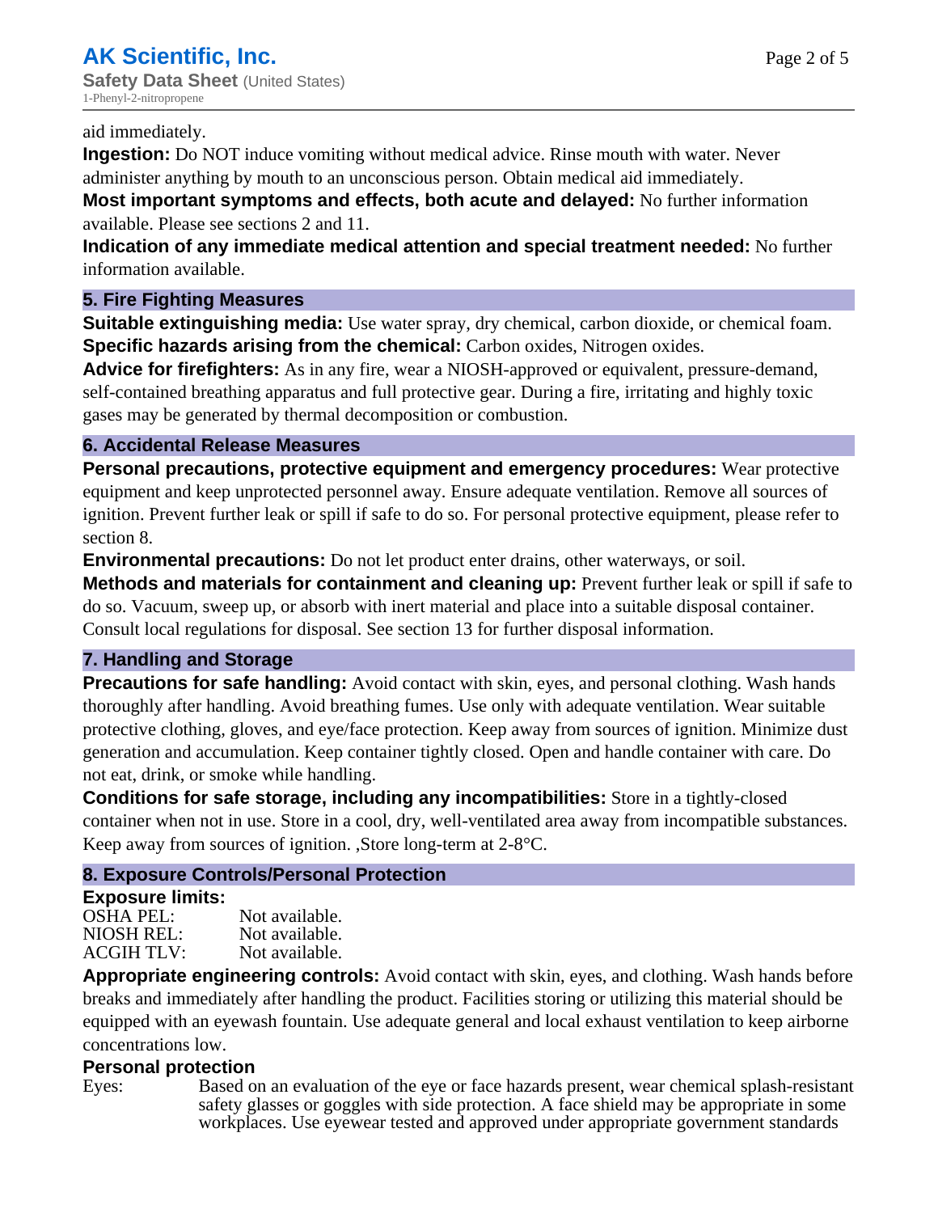aid immediately.

**Ingestion:** Do NOT induce vomiting without medical advice. Rinse mouth with water. Never administer anything by mouth to an unconscious person. Obtain medical aid immediately.

**Most important symptoms and effects, both acute and delayed:** No further information available. Please see sections 2 and 11.

**Indication of any immediate medical attention and special treatment needed:** No further information available.

## 5. Fire Fighting Measures

**Suitable extinguishing media:** Use water spray, dry chemical, carbon dioxide, or chemical foam.

**Specific hazards arising from the chemical:** Carbon oxides, Nitrogen oxides.

**Advice for firefighters:** As in any fire, wear a NIOSH-approved or equivalent, pressure-demand, self-contained breathing apparatus and full protective gear. During a fire, irritating and highly toxic gases may be generated by thermal decomposition or combustion.

## 6. Accidental Release Measures

**Personal precautions, protective equipment and emergency procedures:** Wear protective equipment and keep unprotected personnel away. Ensure adequate ventilation. Remove all sources of ignition. Prevent further leak or spill if safe to do so. For personal protective equipment, please refer to section 8.

**Environmental precautions:** Do not let product enter drains, other waterways, or soil.

**Methods and materials for containment and cleaning up:** Prevent further leak or spill if safe to do so. Vacuum, sweep up, or absorb with inert material and place into a suitable disposal container. Consult local regulations for disposal. See section 13 for further disposal information.

## 7. Handling and Storage

**Precautions for safe handling:** Avoid contact with skin, eyes, and personal clothing. Wash hands thoroughly after handling. Avoid breathing fumes. Use only with adequate ventilation. Wear suitable protective clothing, gloves, and eye/face protection. Keep away from sources of ignition. Minimize dust generation and accumulation. Keep container tightly closed. Open and handle container with care. Do not eat, drink, or smoke while handling.

**Conditions for safe storage, including any incompatibilities:** Store in a tightly-closed container when not in use. Store in a cool, dry, well-ventilated area away from incompatible substances. Keep away from sources of ignition. ,Store long-term at 2-8°C.

## 8. Exposure Controls/Personal Protection

**Exposure limits:**

| | |
|---|---|
| OSHA PEL: | Not available. |
| NIOSH REL: | Not available. |
| ACGIH TLV: | Not available. |

**Appropriate engineering controls:** Avoid contact with skin, eyes, and clothing. Wash hands before breaks and immediately after handling the product. Facilities storing or utilizing this material should be equipped with an eyewash fountain. Use adequate general and local exhaust ventilation to keep airborne concentrations low.

**Personal protection**

Eyes: Based on an evaluation of the eye or face hazards present, wear chemical splash-resistant safety glasses or goggles with side protection. A face shield may be appropriate in some workplaces. Use eyewear tested and approved under appropriate government standards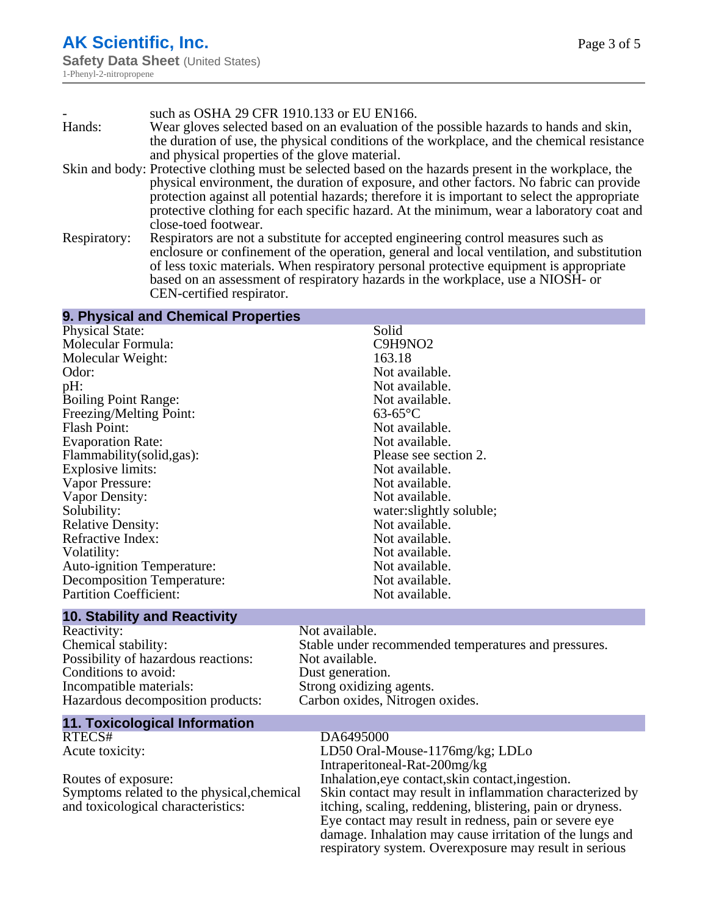| | |
|---|---|
| - | such as OSHA 29 CFR 1910.133 or EU EN166. |
| Hands: | Wear gloves selected based on an evaluation of the possible hazards to hands and skin, the duration of use, the physical conditions of the workplace, and the chemical resistance and physical properties of the glove material. |
| Skin and body: | Protective clothing must be selected based on the hazards present in the workplace, the physical environment, the duration of exposure, and other factors. No fabric can provide protection against all potential hazards; therefore it is important to select the appropriate protective clothing for each specific hazard. At the minimum, wear a laboratory coat and close-toed footwear. |
| Respiratory: | Respirators are not a substitute for accepted engineering control measures such as enclosure or confinement of the operation, general and local ventilation, and substitution of less toxic materials. When respiratory personal protective equipment is appropriate based on an assessment of respiratory hazards in the workplace, use a NIOSH- or CEN-certified respirator. |

## 9. Physical and Chemical Properties

| | |
|---|---|
| Physical State: | Solid |
| Molecular Formula: | C9H9NO2 |
| Molecular Weight: | 163.18 |
| Odor: | Not available. |
| pH: | Not available. |
| Boiling Point Range: | Not available. |
| Freezing/Melting Point: | 63-65°C |
| Flash Point: | Not available. |
| Evaporation Rate: | Not available. |
| Flammability(solid,gas): | Please see section 2. |
| Explosive limits: | Not available. |
| Vapor Pressure: | Not available. |
| Vapor Density: | Not available. |
| Solubility: | water:slightly soluble; |
| Relative Density: | Not available. |
| Refractive Index: | Not available. |
| Volatility: | Not available. |
| Auto-ignition Temperature: | Not available. |
| Decomposition Temperature: | Not available. |
| Partition Coefficient: | Not available. |

## 10. Stability and Reactivity

| | |
|---|---|
| Reactivity: | Not available. |
| Chemical stability: | Stable under recommended temperatures and pressures. |
| Possibility of hazardous reactions: | Not available. |
| Conditions to avoid: | Dust generation. |
| Incompatible materials: | Strong oxidizing agents. |
| Hazardous decomposition products: | Carbon oxides, Nitrogen oxides. |

## 11. Toxicological Information

| | |
|---|---|
| RTECS# | DA6495000 |
| Acute toxicity: | LD50 Oral-Mouse-1176mg/kg; LDLo Intraperitoneal-Rat-200mg/kg |
| Routes of exposure: | Inhalation,eye contact,skin contact,ingestion. |
| Symptoms related to the physical,chemical and toxicological characteristics: | Skin contact may result in inflammation characterized by itching, scaling, reddening, blistering, pain or dryness. Eye contact may result in redness, pain or severe eye damage. Inhalation may cause irritation of the lungs and respiratory system. Overexposure may result in serious |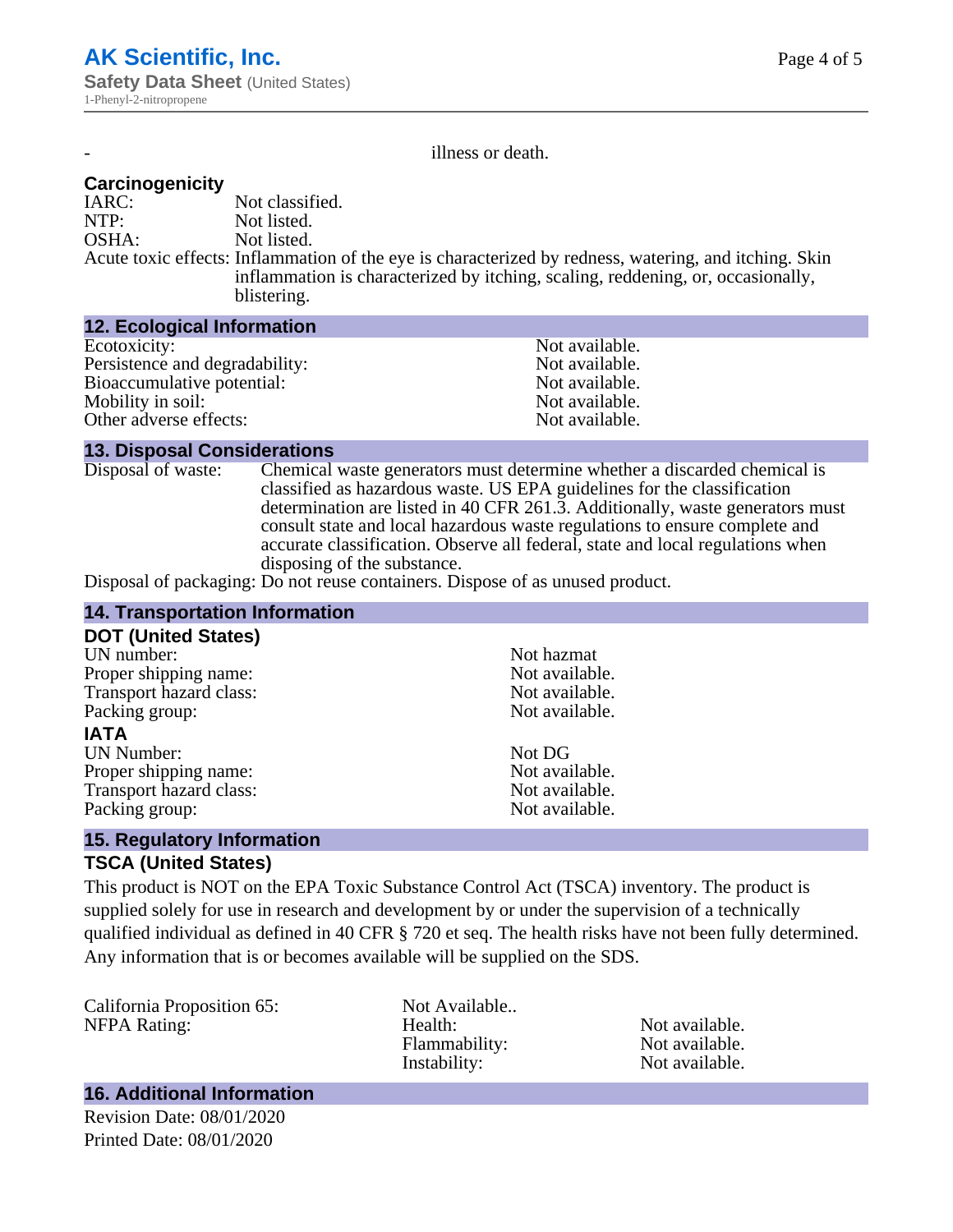| - | illness or death. |
|---|---|

### Carcinogenicity

| | |
|---|---|
| IARC: | Not classified. |
| NTP: | Not listed. |
| OSHA: | Not listed. |
| Acute toxic effects: | Inflammation of the eye is characterized by redness, watering, and itching. Skin inflammation is characterized by itching, scaling, reddening, or, occasionally, blistering. |

## 12. Ecological Information

| | |
|---|---|
| Ecotoxicity: | Not available. |
| Persistence and degradability: | Not available. |
| Bioaccumulative potential: | Not available. |
| Mobility in soil: | Not available. |
| Other adverse effects: | Not available. |

## 13. Disposal Considerations

| | |
|---|---|
| Disposal of waste: | Chemical waste generators must determine whether a discarded chemical is classified as hazardous waste. US EPA guidelines for the classification determination are listed in 40 CFR 261.3. Additionally, waste generators must consult state and local hazardous waste regulations to ensure complete and accurate classification. Observe all federal, state and local regulations when disposing of the substance. |
| Disposal of packaging: | Do not reuse containers. Dispose of as unused product. |

## 14. Transportation Information

### DOT (United States)

| | |
|---|---|
| UN number: | Not hazmat |
| Proper shipping name: | Not available. |
| Transport hazard class: | Not available. |
| Packing group: | Not available. |

### IATA

| | |
|---|---|
| UN Number: | Not DG |
| Proper shipping name: | Not available. |
| Transport hazard class: | Not available. |
| Packing group: | Not available. |

## 15. Regulatory Information

### TSCA (United States)

This product is NOT on the EPA Toxic Substance Control Act (TSCA) inventory. The product is supplied solely for use in research and development by or under the supervision of a technically qualified individual as defined in 40 CFR § 720 et seq. The health risks have not been fully determined. Any information that is or becomes available will be supplied on the SDS.

| | | |
|---|---|---|
| California Proposition 65: | Not Available.. | |
| NFPA Rating: | Health: | Not available. |
| | Flammability: | Not available. |
| | Instability: | Not available. |

## 16. Additional Information

Revision Date: 08/01/2020

Printed Date: 08/01/2020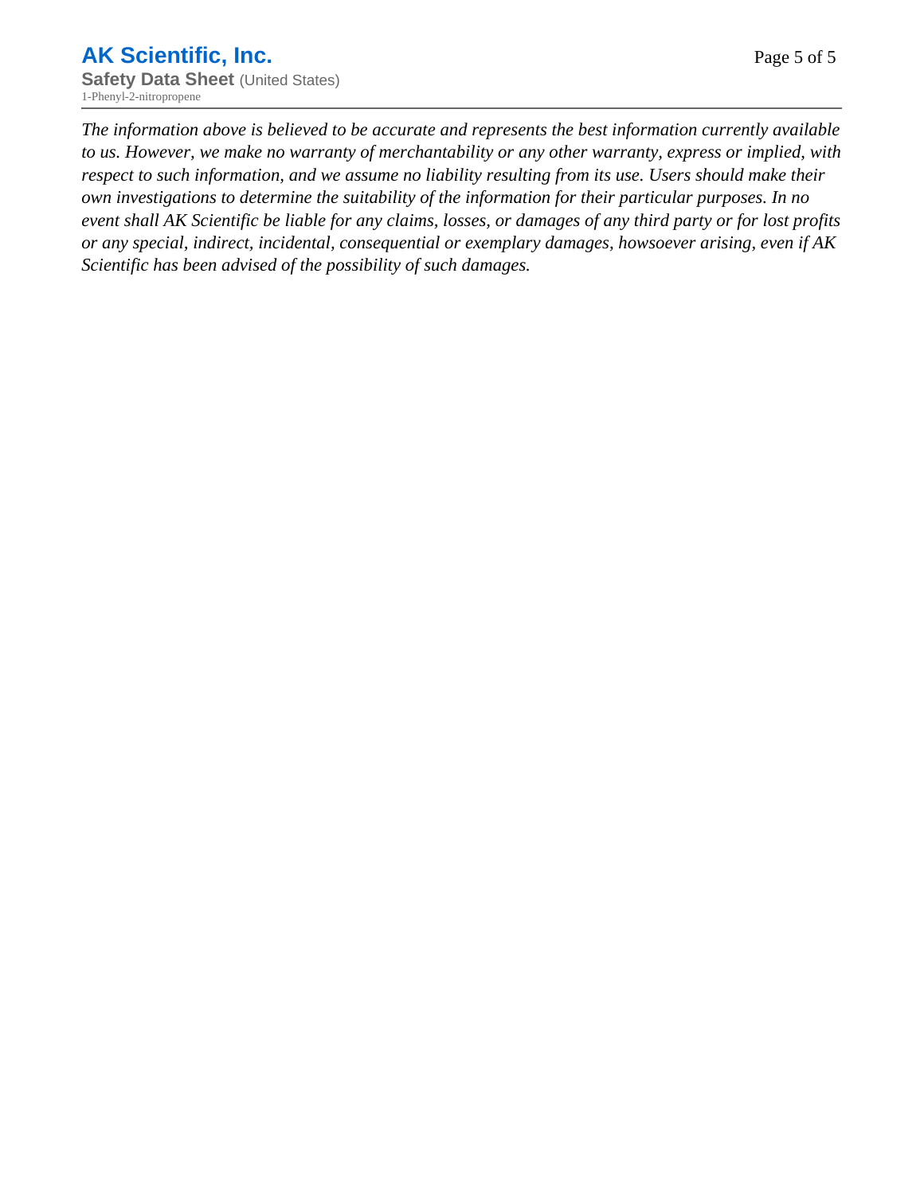*The information above is believed to be accurate and represents the best information currently available to us. However, we make no warranty of merchantability or any other warranty, express or implied, with respect to such information, and we assume no liability resulting from its use. Users should make their own investigations to determine the suitability of the information for their particular purposes. In no event shall AK Scientific be liable for any claims, losses, or damages of any third party or for lost profits or any special, indirect, incidental, consequential or exemplary damages, howsoever arising, even if AK Scientific has been advised of the possibility of such damages.*